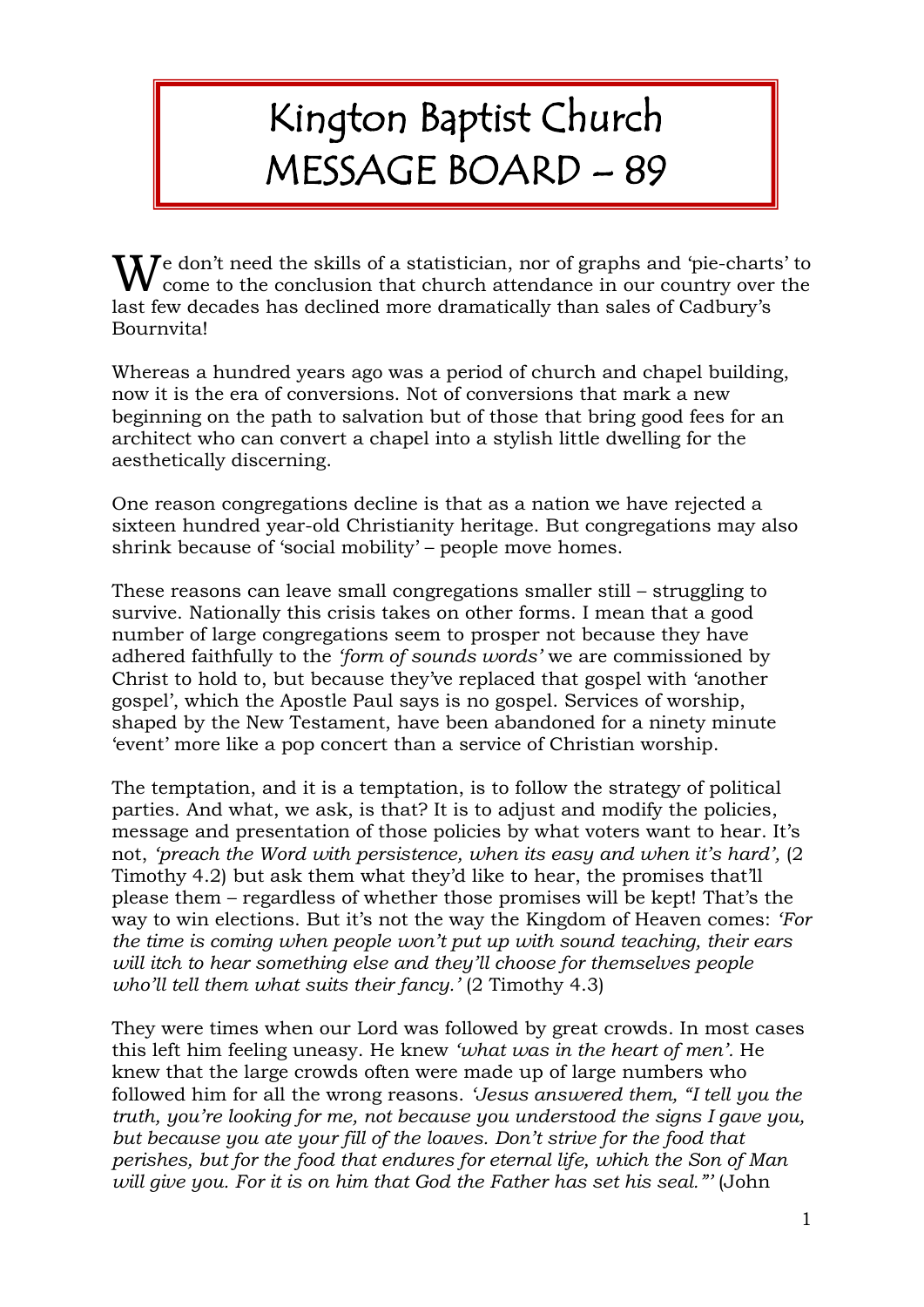# Kington Baptist Church
# MESSAGE BOARD – 89

We don't need the skills of a statistician, nor of graphs and 'pie-charts' to come to the conclusion that church attendance in our country over the last few decades has declined more dramatically than sales of Cadbury's Bournvita!

Whereas a hundred years ago was a period of church and chapel building, now it is the era of conversions. Not of conversions that mark a new beginning on the path to salvation but of those that bring good fees for an architect who can convert a chapel into a stylish little dwelling for the aesthetically discerning.

One reason congregations decline is that as a nation we have rejected a sixteen hundred year-old Christianity heritage. But congregations may also shrink because of 'social mobility' – people move homes.

These reasons can leave small congregations smaller still – struggling to survive. Nationally this crisis takes on other forms. I mean that a good number of large congregations seem to prosper not because they have adhered faithfully to the *'form of sounds words'* we are commissioned by Christ to hold to, but because they've replaced that gospel with 'another gospel', which the Apostle Paul says is no gospel. Services of worship, shaped by the New Testament, have been abandoned for a ninety minute 'event' more like a pop concert than a service of Christian worship.

The temptation, and it is a temptation, is to follow the strategy of political parties. And what, we ask, is that? It is to adjust and modify the policies, message and presentation of those policies by what voters want to hear. It's not, *'preach the Word with persistence, when its easy and when it's hard',* (2 Timothy 4.2) but ask them what they'd like to hear, the promises that'll please them – regardless of whether those promises will be kept! That's the way to win elections. But it's not the way the Kingdom of Heaven comes: *'For the time is coming when people won't put up with sound teaching, their ears will itch to hear something else and they'll choose for themselves people who'll tell them what suits their fancy.'* (2 Timothy 4.3)

They were times when our Lord was followed by great crowds. In most cases this left him feeling uneasy. He knew *'what was in the heart of men'.* He knew that the large crowds often were made up of large numbers who followed him for all the wrong reasons. *'Jesus answered them, "I tell you the truth, you're looking for me, not because you understood the signs I gave you, but because you ate your fill of the loaves. Don't strive for the food that perishes, but for the food that endures for eternal life, which the Son of Man will give you. For it is on him that God the Father has set his seal."'* (John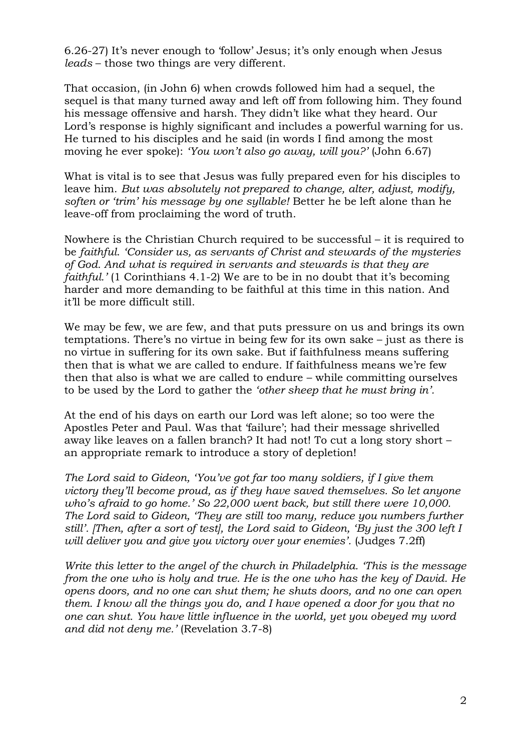6.26-27) It's never enough to 'follow' Jesus; it's only enough when Jesus *leads* – those two things are very different.

That occasion, (in John 6) when crowds followed him had a sequel, the sequel is that many turned away and left off from following him. They found his message offensive and harsh. They didn't like what they heard. Our Lord's response is highly significant and includes a powerful warning for us. He turned to his disciples and he said (in words I find among the most moving he ever spoke): *'You won't also go away, will you?'* (John 6.67)

What is vital is to see that Jesus was fully prepared even for his disciples to leave him. *But was absolutely not prepared to change, alter, adjust, modify, soften or 'trim' his message by one syllable!* Better he be left alone than he leave-off from proclaiming the word of truth.

Nowhere is the Christian Church required to be successful – it is required to be *faithful*. *'Consider us, as servants of Christ and stewards of the mysteries of God. And what is required in servants and stewards is that they are faithful.'* (1 Corinthians 4.1-2) We are to be in no doubt that it's becoming harder and more demanding to be faithful at this time in this nation. And it'll be more difficult still.

We may be few, we are few, and that puts pressure on us and brings its own temptations. There's no virtue in being few for its own sake – just as there is no virtue in suffering for its own sake. But if faithfulness means suffering then that is what we are called to endure. If faithfulness means we're few then that also is what we are called to endure – while committing ourselves to be used by the Lord to gather the *'other sheep that he must bring in'*.

At the end of his days on earth our Lord was left alone; so too were the Apostles Peter and Paul. Was that 'failure'; had their message shrivelled away like leaves on a fallen branch? It had not! To cut a long story short – an appropriate remark to introduce a story of depletion!

*The Lord said to Gideon, 'You've got far too many soldiers, if I give them victory they'll become proud, as if they have saved themselves. So let anyone who's afraid to go home.' So 22,000 went back, but still there were 10,000. The Lord said to Gideon, 'They are still too many, reduce you numbers further still'. [Then, after a sort of test], the Lord said to Gideon, 'By just the 300 left I will deliver you and give you victory over your enemies'.* (Judges 7.2ff)

*Write this letter to the angel of the church in Philadelphia. 'This is the message from the one who is holy and true. He is the one who has the key of David. He opens doors, and no one can shut them; he shuts doors, and no one can open them. I know all the things you do, and I have opened a door for you that no one can shut. You have little influence in the world, yet you obeyed my word and did not deny me.'* (Revelation 3.7-8)